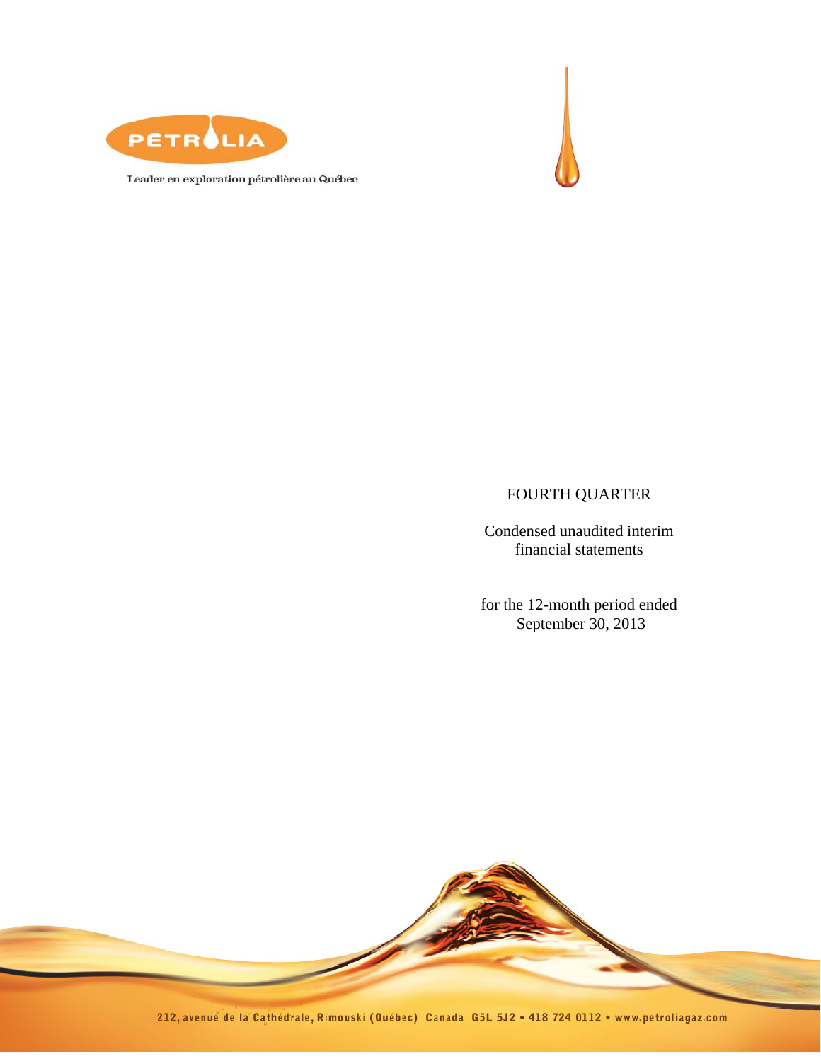PÉTROLIA

Leader en exploration pétrolière au Québec

# FOURTH QUARTER

Condensed unaudited interim financial statements

for the 12-month period ended September 30, 2013

212, avenue de la Cathédrale, Rimouski (Québec) Canada G5L 5J2 • 418 724 0112 • www.petroliagaz.com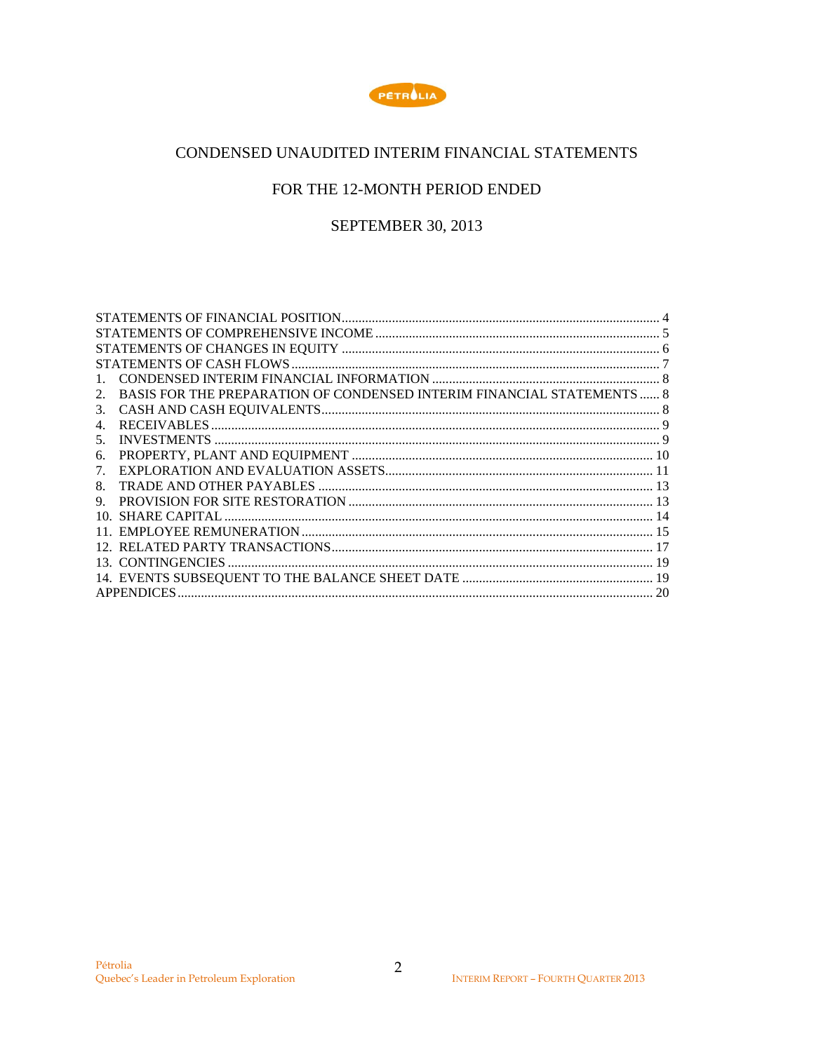PÉTROLIA

# CONDENSED UNAUDITED INTERIM FINANCIAL STATEMENTS

## FOR THE 12-MONTH PERIOD ENDED

## SEPTEMBER 30, 2013

STATEMENTS OF FINANCIAL POSITION ..... 4
STATEMENTS OF COMPREHENSIVE INCOME ..... 5
STATEMENTS OF CHANGES IN EQUITY ..... 6
STATEMENTS OF CASH FLOWS ..... 7
1. CONDENSED INTERIM FINANCIAL INFORMATION ..... 8
2. BASIS FOR THE PREPARATION OF CONDENSED INTERIM FINANCIAL STATEMENTS ..... 8
3. CASH AND CASH EQUIVALENTS ..... 8
4. RECEIVABLES ..... 9
5. INVESTMENTS ..... 9
6. PROPERTY, PLANT AND EQUIPMENT ..... 10
7. EXPLORATION AND EVALUATION ASSETS ..... 11
8. TRADE AND OTHER PAYABLES ..... 13
9. PROVISION FOR SITE RESTORATION ..... 13
10. SHARE CAPITAL ..... 14
11. EMPLOYEE REMUNERATION ..... 15
12. RELATED PARTY TRANSACTIONS ..... 17
13. CONTINGENCIES ..... 19
14. EVENTS SUBSEQUENT TO THE BALANCE SHEET DATE ..... 19
APPENDICES ..... 20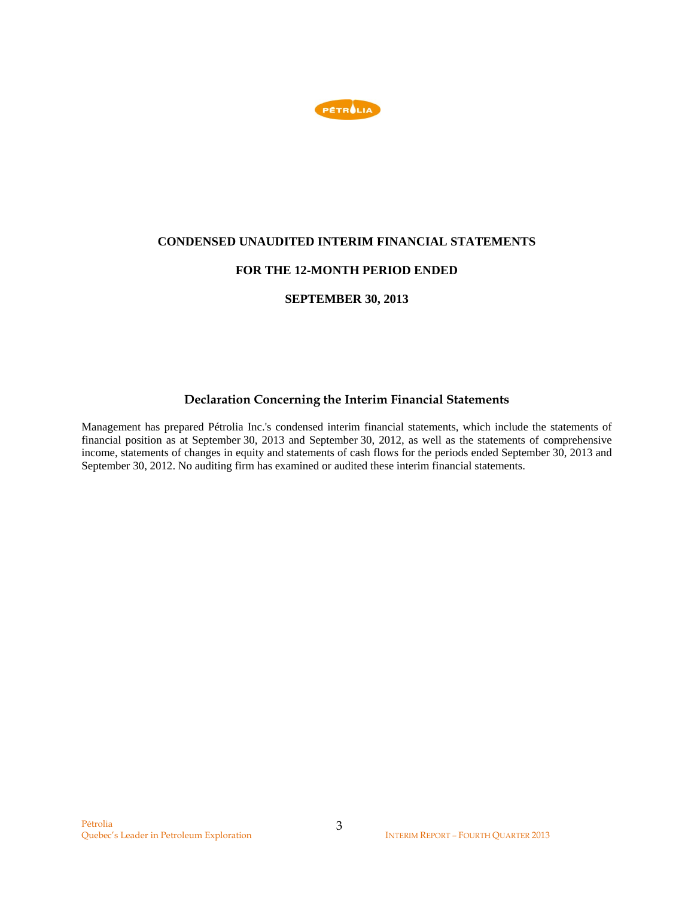**CONDENSED UNAUDITED INTERIM FINANCIAL STATEMENTS**

**FOR THE 12-MONTH PERIOD ENDED**

**SEPTEMBER 30, 2013**

## Declaration Concerning the Interim Financial Statements

Management has prepared Pétrolia Inc.'s condensed interim financial statements, which include the statements of financial position as at September 30, 2013 and September 30, 2012, as well as the statements of comprehensive income, statements of changes in equity and statements of cash flows for the periods ended September 30, 2013 and September 30, 2012. No auditing firm has examined or audited these interim financial statements.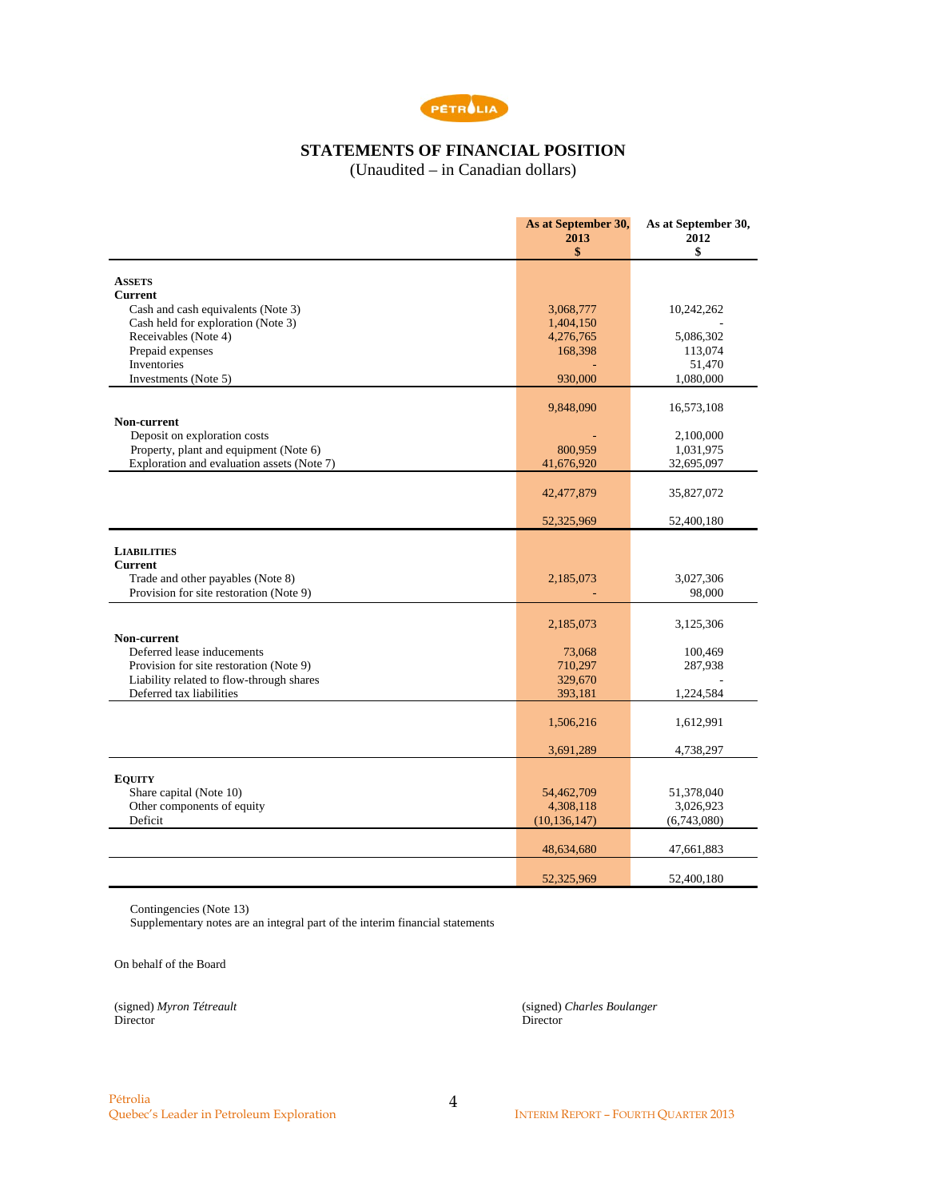# STATEMENTS OF FINANCIAL POSITION

(Unaudited – in Canadian dollars)

| | As at September 30, 2013 $ | As at September 30, 2012 $ |
|---|---|---|
| **ASSETS** | | |
| **Current** | | |
| Cash and cash equivalents (Note 3) | 3,068,777 | 10,242,262 |
| Cash held for exploration (Note 3) | 1,404,150 | - |
| Receivables (Note 4) | 4,276,765 | 5,086,302 |
| Prepaid expenses | 168,398 | 113,074 |
| Inventories | - | 51,470 |
| Investments (Note 5) | 930,000 | 1,080,000 |
| | 9,848,090 | 16,573,108 |
| **Non-current** | | |
| Deposit on exploration costs | - | 2,100,000 |
| Property, plant and equipment (Note 6) | 800,959 | 1,031,975 |
| Exploration and evaluation assets (Note 7) | 41,676,920 | 32,695,097 |
| | 42,477,879 | 35,827,072 |
| | 52,325,969 | 52,400,180 |
| **LIABILITIES** | | |
| **Current** | | |
| Trade and other payables (Note 8) | 2,185,073 | 3,027,306 |
| Provision for site restoration (Note 9) | - | 98,000 |
| | 2,185,073 | 3,125,306 |
| **Non-current** | | |
| Deferred lease inducements | 73,068 | 100,469 |
| Provision for site restoration (Note 9) | 710,297 | 287,938 |
| Liability related to flow-through shares | 329,670 | - |
| Deferred tax liabilities | 393,181 | 1,224,584 |
| | 1,506,216 | 1,612,991 |
| | 3,691,289 | 4,738,297 |
| **EQUITY** | | |
| Share capital (Note 10) | 54,462,709 | 51,378,040 |
| Other components of equity | 4,308,118 | 3,026,923 |
| Deficit | (10,136,147) | (6,743,080) |
| | 48,634,680 | 47,661,883 |
| | 52,325,969 | 52,400,180 |

Contingencies (Note 13)
Supplementary notes are an integral part of the interim financial statements

On behalf of the Board

(signed) *Myron Tétreault*
Director

(signed) *Charles Boulanger*
Director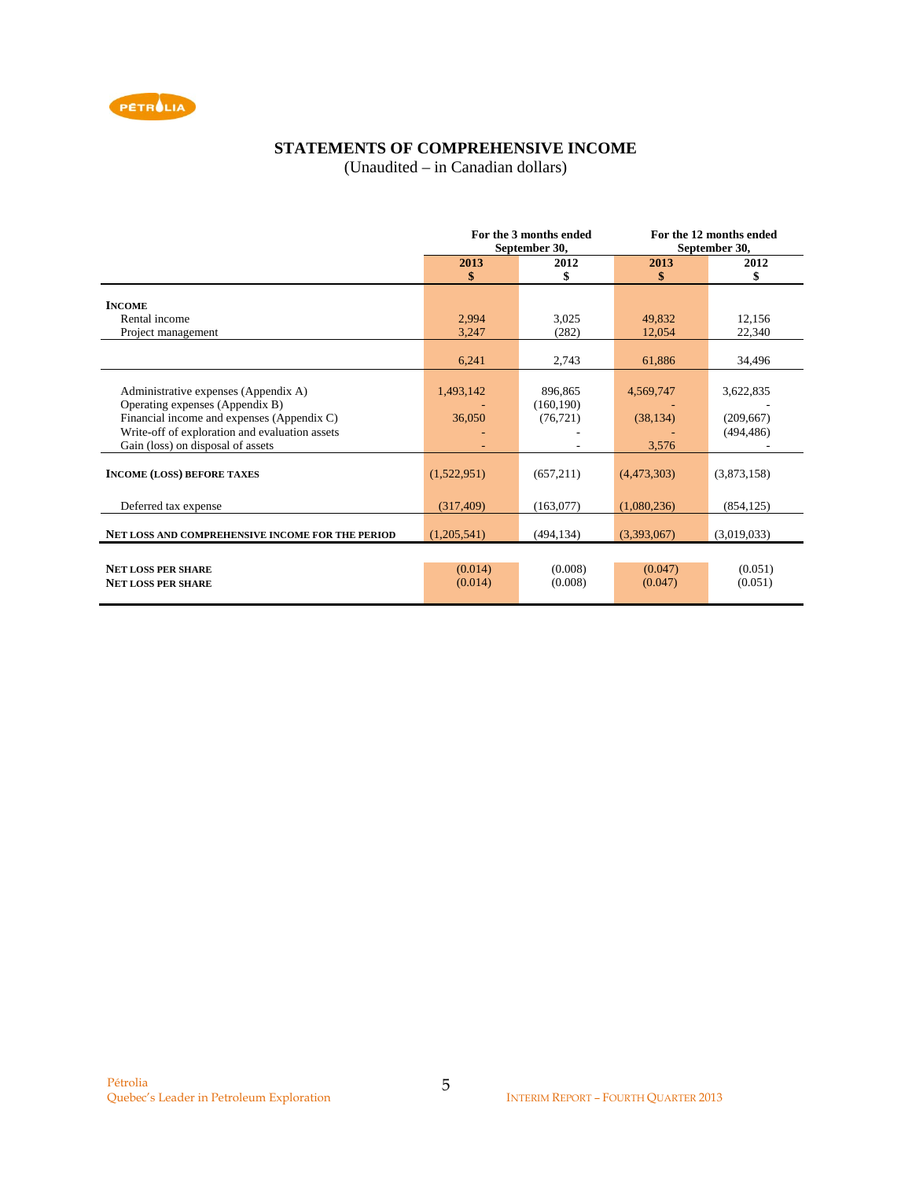# STATEMENTS OF COMPREHENSIVE INCOME

(Unaudited – in Canadian dollars)

| | For the 3 months ended September 30, | | For the 12 months ended September 30, | |
|---|---|---|---|---|
| | 2013 $ | 2012 $ | 2013 $ | 2012 $ |
| **INCOME** | | | | |
| Rental income | 2,994 | 3,025 | 49,832 | 12,156 |
| Project management | 3,247 | (282) | 12,054 | 22,340 |
| | 6,241 | 2,743 | 61,886 | 34,496 |
| Administrative expenses (Appendix A) | 1,493,142 | 896,865 | 4,569,747 | 3,622,835 |
| Operating expenses (Appendix B) | - | (160,190) | - | - |
| Financial income and expenses (Appendix C) | 36,050 | (76,721) | (38,134) | (209,667) |
| Write-off of exploration and evaluation assets | - | - | - | (494,486) |
| Gain (loss) on disposal of assets | - | - | 3,576 | - |
| **INCOME (LOSS) BEFORE TAXES** | (1,522,951) | (657,211) | (4,473,303) | (3,873,158) |
| Deferred tax expense | (317,409) | (163,077) | (1,080,236) | (854,125) |
| **NET LOSS AND COMPREHENSIVE INCOME FOR THE PERIOD** | (1,205,541) | (494,134) | (3,393,067) | (3,019,033) |
| **NET LOSS PER SHARE** | (0.014) | (0.008) | (0.047) | (0.051) |
| **NET LOSS PER SHARE** | (0.014) | (0.008) | (0.047) | (0.051) |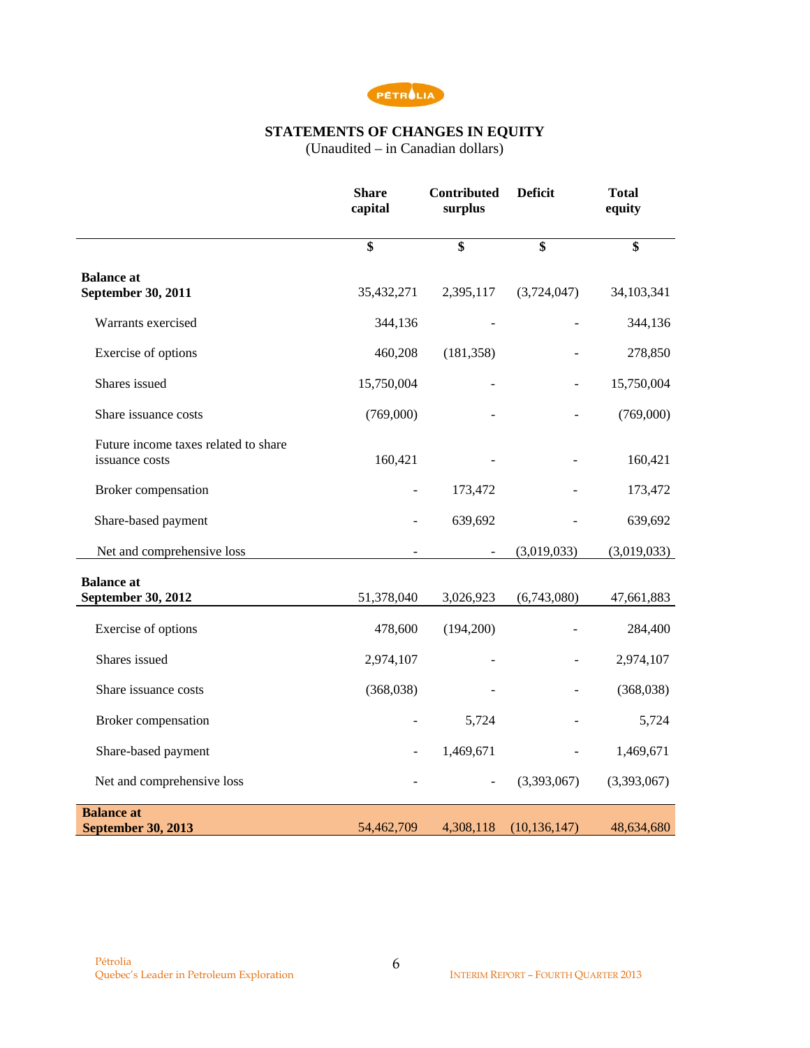## STATEMENTS OF CHANGES IN EQUITY

(Unaudited – in Canadian dollars)

| | Share capital | Contributed surplus | Deficit | Total equity |
|---|---|---|---|---|
| | $ | $ | $ | $ |
| **Balance at September 30, 2011** | 35,432,271 | 2,395,117 | (3,724,047) | 34,103,341 |
| Warrants exercised | 344,136 | - | - | 344,136 |
| Exercise of options | 460,208 | (181,358) | - | 278,850 |
| Shares issued | 15,750,004 | - | - | 15,750,004 |
| Share issuance costs | (769,000) | - | - | (769,000) |
| Future income taxes related to share issuance costs | 160,421 | - | - | 160,421 |
| Broker compensation | - | 173,472 | - | 173,472 |
| Share-based payment | - | 639,692 | - | 639,692 |
| Net and comprehensive loss | - | - | (3,019,033) | (3,019,033) |
| **Balance at September 30, 2012** | 51,378,040 | 3,026,923 | (6,743,080) | 47,661,883 |
| Exercise of options | 478,600 | (194,200) | - | 284,400 |
| Shares issued | 2,974,107 | - | - | 2,974,107 |
| Share issuance costs | (368,038) | - | - | (368,038) |
| Broker compensation | - | 5,724 | - | 5,724 |
| Share-based payment | - | 1,469,671 | - | 1,469,671 |
| Net and comprehensive loss | - | - | (3,393,067) | (3,393,067) |
| **Balance at September 30, 2013** | 54,462,709 | 4,308,118 | (10,136,147) | 48,634,680 |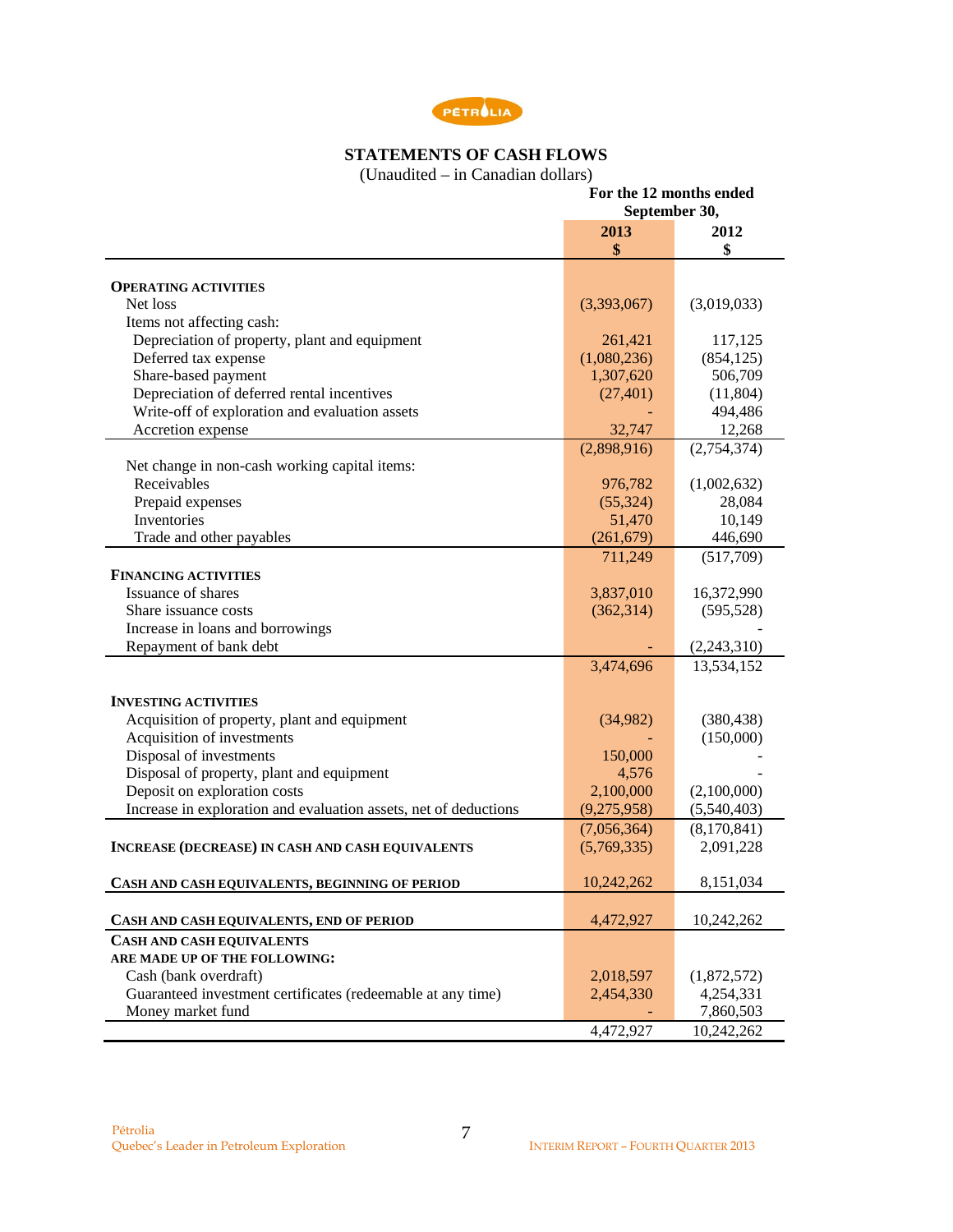# STATEMENTS OF CASH FLOWS

(Unaudited – in Canadian dollars)

| | For the 12 months ended September 30, | |
|---|---|---|
| | **2013** | **2012** |
| | **$** | **$** |
| **OPERATING ACTIVITIES** | | |
| Net loss | (3,393,067) | (3,019,033) |
| Items not affecting cash: | | |
| Depreciation of property, plant and equipment | 261,421 | 117,125 |
| Deferred tax expense | (1,080,236) | (854,125) |
| Share-based payment | 1,307,620 | 506,709 |
| Depreciation of deferred rental incentives | (27,401) | (11,804) |
| Write-off of exploration and evaluation assets | - | 494,486 |
| Accretion expense | 32,747 | 12,268 |
| | (2,898,916) | (2,754,374) |
| Net change in non-cash working capital items: | | |
| Receivables | 976,782 | (1,002,632) |
| Prepaid expenses | (55,324) | 28,084 |
| Inventories | 51,470 | 10,149 |
| Trade and other payables | (261,679) | 446,690 |
| | 711,249 | (517,709) |
| **FINANCING ACTIVITIES** | | |
| Issuance of shares | 3,837,010 | 16,372,990 |
| Share issuance costs | (362,314) | (595,528) |
| Increase in loans and borrowings | | - |
| Repayment of bank debt | - | (2,243,310) |
| | 3,474,696 | 13,534,152 |
| **INVESTING ACTIVITIES** | | |
| Acquisition of property, plant and equipment | (34,982) | (380,438) |
| Acquisition of investments | - | (150,000) |
| Disposal of investments | 150,000 | - |
| Disposal of property, plant and equipment | 4,576 | - |
| Deposit on exploration costs | 2,100,000 | (2,100,000) |
| Increase in exploration and evaluation assets, net of deductions | (9,275,958) | (5,540,403) |
| | (7,056,364) | (8,170,841) |
| **INCREASE (DECREASE) IN CASH AND CASH EQUIVALENTS** | (5,769,335) | 2,091,228 |
| **CASH AND CASH EQUIVALENTS, BEGINNING OF PERIOD** | 10,242,262 | 8,151,034 |
| **CASH AND CASH EQUIVALENTS, END OF PERIOD** | 4,472,927 | 10,242,262 |
| **CASH AND CASH EQUIVALENTS ARE MADE UP OF THE FOLLOWING:** | | |
| Cash (bank overdraft) | 2,018,597 | (1,872,572) |
| Guaranteed investment certificates (redeemable at any time) | 2,454,330 | 4,254,331 |
| Money market fund | - | 7,860,503 |
| | 4,472,927 | 10,242,262 |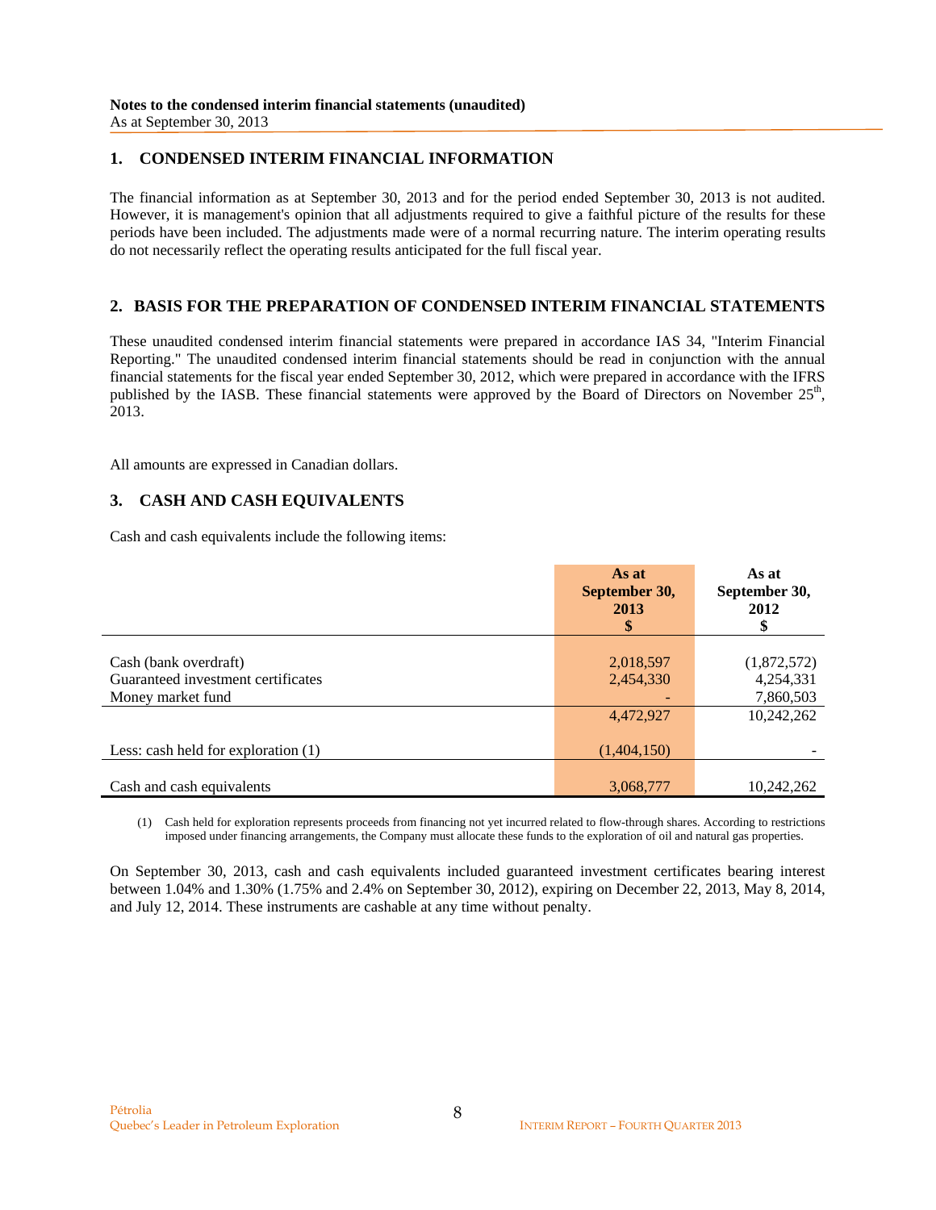**Notes to the condensed interim financial statements (unaudited)**
As at September 30, 2013

## 1. CONDENSED INTERIM FINANCIAL INFORMATION

The financial information as at September 30, 2013 and for the period ended September 30, 2013 is not audited. However, it is management's opinion that all adjustments required to give a faithful picture of the results for these periods have been included. The adjustments made were of a normal recurring nature. The interim operating results do not necessarily reflect the operating results anticipated for the full fiscal year.

## 2. BASIS FOR THE PREPARATION OF CONDENSED INTERIM FINANCIAL STATEMENTS

These unaudited condensed interim financial statements were prepared in accordance IAS 34, "Interim Financial Reporting." The unaudited condensed interim financial statements should be read in conjunction with the annual financial statements for the fiscal year ended September 30, 2012, which were prepared in accordance with the IFRS published by the IASB. These financial statements were approved by the Board of Directors on November 25th, 2013.

All amounts are expressed in Canadian dollars.

## 3. CASH AND CASH EQUIVALENTS

Cash and cash equivalents include the following items:

| | As at September 30, 2013 $ | As at September 30, 2012 $ |
|---|---|---|
| Cash (bank overdraft) | 2,018,597 | (1,872,572) |
| Guaranteed investment certificates | 2,454,330 | 4,254,331 |
| Money market fund | - | 7,860,503 |
| | 4,472,927 | 10,242,262 |
| Less: cash held for exploration (1) | (1,404,150) | - |
| Cash and cash equivalents | 3,068,777 | 10,242,262 |

(1) Cash held for exploration represents proceeds from financing not yet incurred related to flow-through shares. According to restrictions imposed under financing arrangements, the Company must allocate these funds to the exploration of oil and natural gas properties.

On September 30, 2013, cash and cash equivalents included guaranteed investment certificates bearing interest between 1.04% and 1.30% (1.75% and 2.4% on September 30, 2012), expiring on December 22, 2013, May 8, 2014, and July 12, 2014. These instruments are cashable at any time without penalty.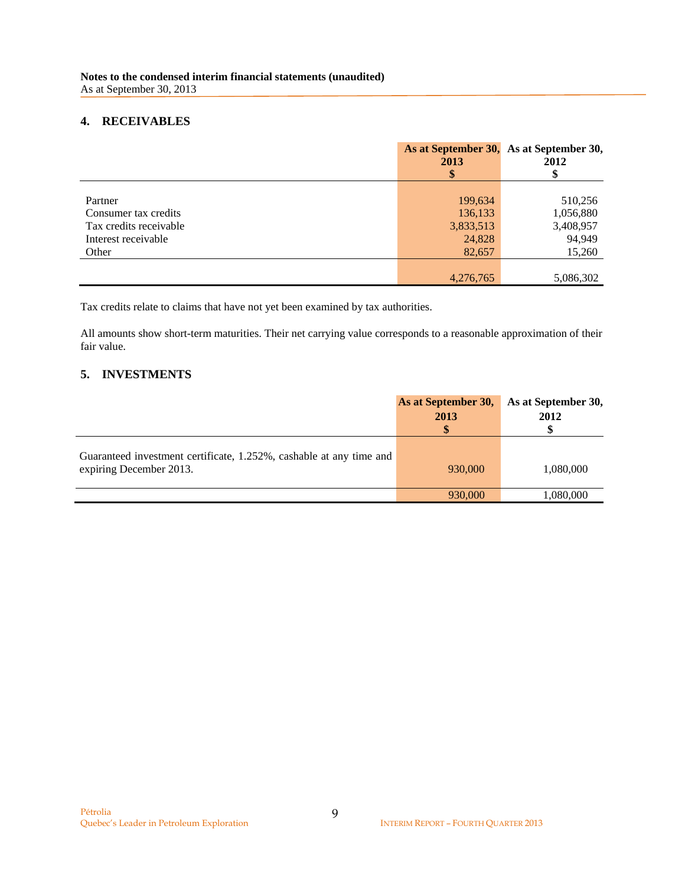**Notes to the condensed interim financial statements (unaudited)**
As at September 30, 2013

## 4. RECEIVABLES

| | As at September 30, 2013 $ | As at September 30, 2012 $ |
|---|---|---|
| Partner | 199,634 | 510,256 |
| Consumer tax credits | 136,133 | 1,056,880 |
| Tax credits receivable | 3,833,513 | 3,408,957 |
| Interest receivable | 24,828 | 94,949 |
| Other | 82,657 | 15,260 |
| | 4,276,765 | 5,086,302 |

Tax credits relate to claims that have not yet been examined by tax authorities.

All amounts show short-term maturities. Their net carrying value corresponds to a reasonable approximation of their fair value.

## 5. INVESTMENTS

| | As at September 30, 2013 $ | As at September 30, 2012 $ |
|---|---|---|
| Guaranteed investment certificate, 1.252%, cashable at any time and expiring December 2013. | 930,000 | 1,080,000 |
| | 930,000 | 1,080,000 |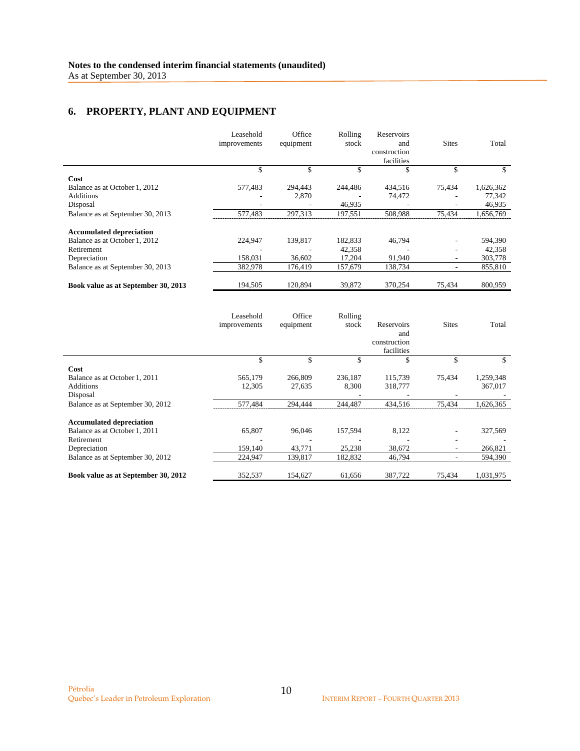Notes to the condensed interim financial statements (unaudited)
As at September 30, 2013

## 6. PROPERTY, PLANT AND EQUIPMENT

| | Leasehold improvements | Office equipment | Rolling stock | Reservoirs and construction facilities | Sites | Total |
|---|---|---|---|---|---|---|
| | $ | $ | $ | $ | $ | $ |
| **Cost** | | | | | | |
| Balance as at October 1, 2012 | 577,483 | 294,443 | 244,486 | 434,516 | 75,434 | 1,626,362 |
| Additions | - | 2,870 | - | 74,472 | - | 77,342 |
| Disposal | - | - | 46,935 | - | - | 46,935 |
| Balance as at September 30, 2013 | 577,483 | 297,313 | 197,551 | 508,988 | 75,434 | 1,656,769 |
| **Accumulated depreciation** | | | | | | |
| Balance as at October 1, 2012 | 224,947 | 139,817 | 182,833 | 46,794 | - | 594,390 |
| Retirement | - | - | 42,358 | - | - | 42,358 |
| Depreciation | 158,031 | 36,602 | 17,204 | 91,940 | - | 303,778 |
| Balance as at September 30, 2013 | 382,978 | 176,419 | 157,679 | 138,734 | - | 855,810 |
| **Book value as at September 30, 2013** | 194,505 | 120,894 | 39,872 | 370,254 | 75,434 | 800,959 |

| | Leasehold improvements | Office equipment | Rolling stock | Reservoirs and construction facilities | Sites | Total |
|---|---|---|---|---|---|---|
| | $ | $ | $ | $ | $ | $ |
| **Cost** | | | | | | |
| Balance as at October 1, 2011 | 565,179 | 266,809 | 236,187 | 115,739 | 75,434 | 1,259,348 |
| Additions | 12,305 | 27,635 | 8,300 | 318,777 | | 367,017 |
| Disposal | | | - | - | - | - |
| Balance as at September 30, 2012 | 577,484 | 294,444 | 244,487 | 434,516 | 75,434 | 1,626,365 |
| **Accumulated depreciation** | | | | | | |
| Balance as at October 1, 2011 | 65,807 | 96,046 | 157,594 | 8,122 | - | 327,569 |
| Retirement | - | - | - | - | - | - |
| Depreciation | 159,140 | 43,771 | 25,238 | 38,672 | - | 266,821 |
| Balance as at September 30, 2012 | 224,947 | 139,817 | 182,832 | 46,794 | - | 594,390 |
| **Book value as at September 30, 2012** | 352,537 | 154,627 | 61,656 | 387,722 | 75,434 | 1,031,975 |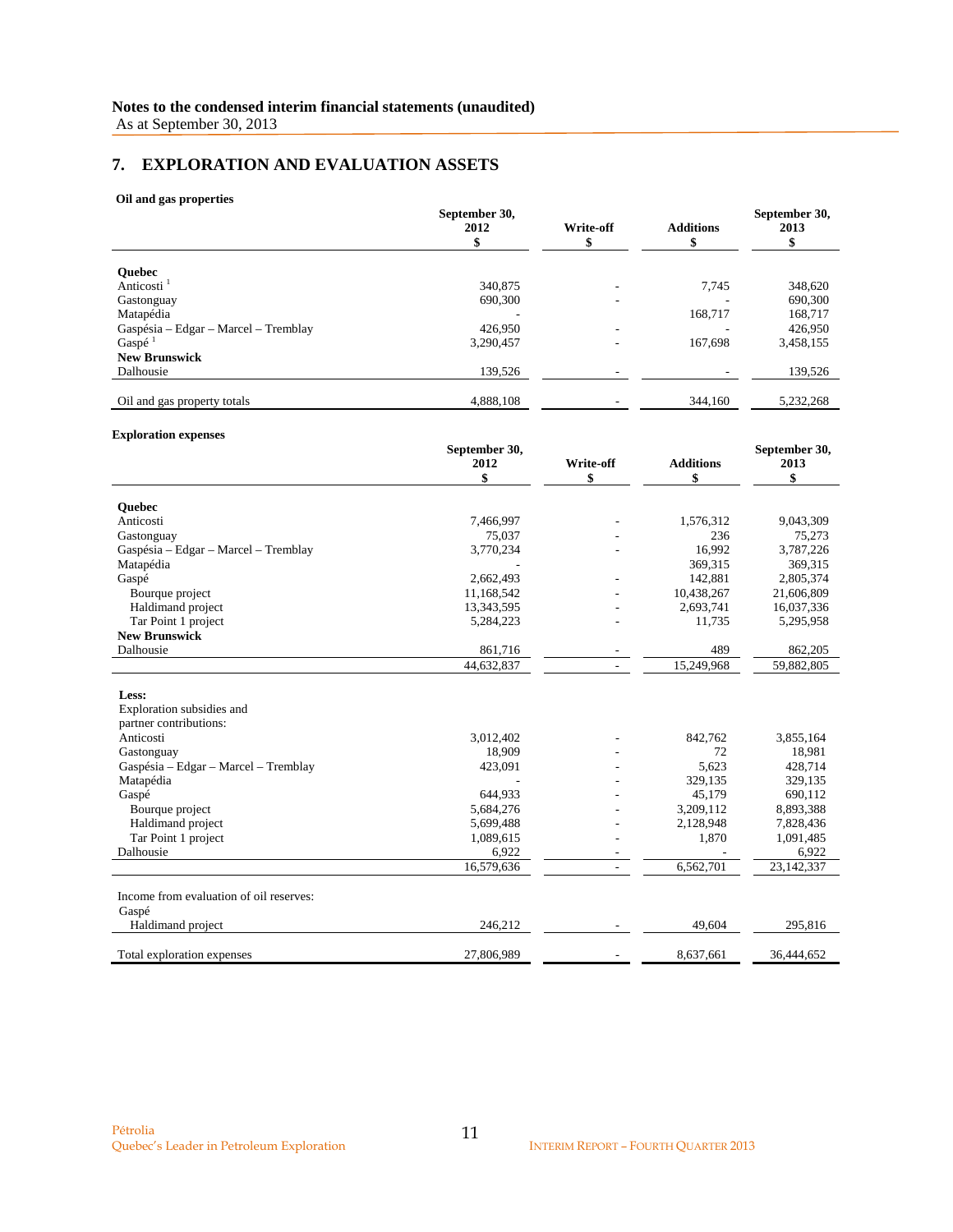**Notes to the condensed interim financial statements (unaudited)**
As at September 30, 2013

## 7. EXPLORATION AND EVALUATION ASSETS

**Oil and gas properties**

| | September 30, 2012 $ | Write-off $ | Additions $ | September 30, 2013 $ |
|---|---|---|---|---|
| **Quebec** | | | | |
| Anticosti [1] | 340,875 | - | 7,745 | 348,620 |
| Gastonguay | 690,300 | - | - | 690,300 |
| Matapédia | - | | 168,717 | 168,717 |
| Gaspésia – Edgar – Marcel – Tremblay | 426,950 | - | - | 426,950 |
| Gaspé [1] | 3,290,457 | - | 167,698 | 3,458,155 |
| **New Brunswick** | | | | |
| Dalhousie | 139,526 | - | - | 139,526 |
| Oil and gas property totals | 4,888,108 | - | 344,160 | 5,232,268 |

**Exploration expenses**

| | September 30, 2012 $ | Write-off $ | Additions $ | September 30, 2013 $ |
|---|---|---|---|---|
| **Quebec** | | | | |
| Anticosti | 7,466,997 | - | 1,576,312 | 9,043,309 |
| Gastonguay | 75,037 | - | 236 | 75,273 |
| Gaspésia – Edgar – Marcel – Tremblay | 3,770,234 | - | 16,992 | 3,787,226 |
| Matapédia | - | | 369,315 | 369,315 |
| Gaspé | 2,662,493 | - | 142,881 | 2,805,374 |
| Bourque project | 11,168,542 | - | 10,438,267 | 21,606,809 |
| Haldimand project | 13,343,595 | - | 2,693,741 | 16,037,336 |
| Tar Point 1 project | 5,284,223 | - | 11,735 | 5,295,958 |
| **New Brunswick** | | | | |
| Dalhousie | 861,716 | - | 489 | 862,205 |
| | 44,632,837 | - | 15,249,968 | 59,882,805 |
| **Less:** | | | | |
| Exploration subsidies and partner contributions: | | | | |
| Anticosti | 3,012,402 | - | 842,762 | 3,855,164 |
| Gastonguay | 18,909 | - | 72 | 18,981 |
| Gaspésia – Edgar – Marcel – Tremblay | 423,091 | - | 5,623 | 428,714 |
| Matapédia | - | - | 329,135 | 329,135 |
| Gaspé | 644,933 | - | 45,179 | 690,112 |
| Bourque project | 5,684,276 | - | 3,209,112 | 8,893,388 |
| Haldimand project | 5,699,488 | - | 2,128,948 | 7,828,436 |
| Tar Point 1 project | 1,089,615 | - | 1,870 | 1,091,485 |
| Dalhousie | 6,922 | - | - | 6,922 |
| | 16,579,636 | - | 6,562,701 | 23,142,337 |
| Income from evaluation of oil reserves: | | | | |
| Gaspé | | | | |
| Haldimand project | 246,212 | - | 49,604 | 295,816 |
| Total exploration expenses | 27,806,989 | - | 8,637,661 | 36,444,652 |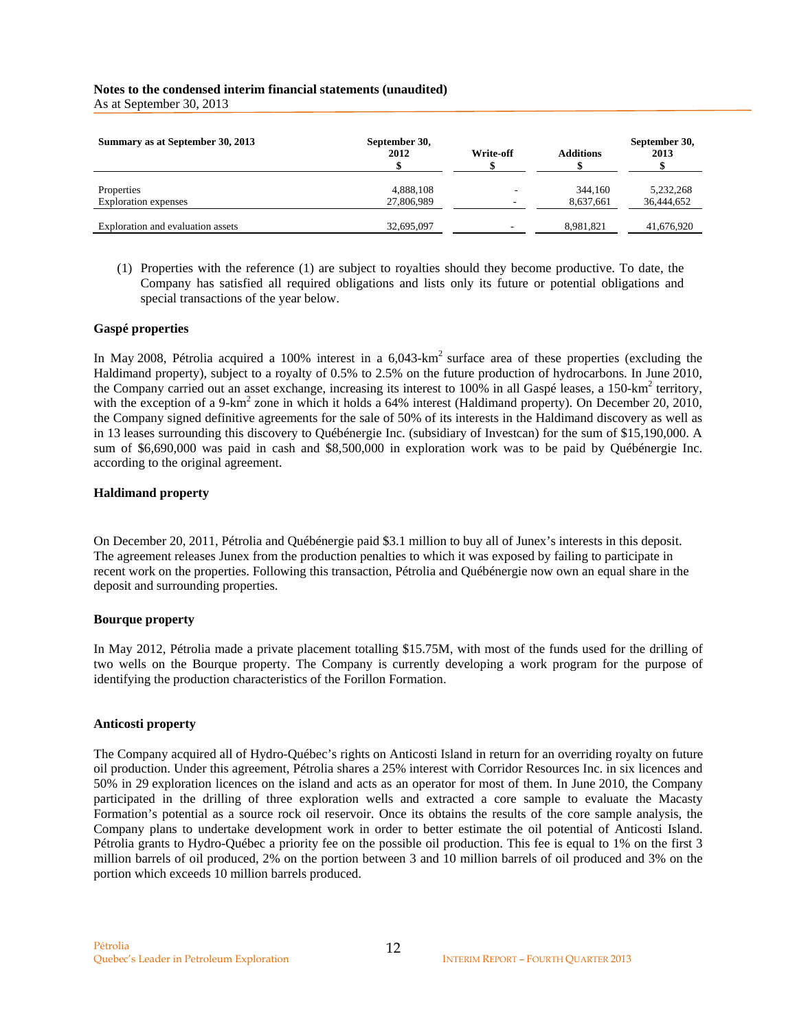| Summary as at September 30, 2013 | September 30, 2012 $ | Write-off $ | Additions $ | September 30, 2013 $ |
|---|---|---|---|---|
| Properties | 4,888,108 | - | 344,160 | 5,232,268 |
| Exploration expenses | 27,806,989 | - | 8,637,661 | 36,444,652 |
| Exploration and evaluation assets | 32,695,097 | - | 8,981,821 | 41,676,920 |

(1) Properties with the reference (1) are subject to royalties should they become productive. To date, the Company has satisfied all required obligations and lists only its future or potential obligations and special transactions of the year below.

**Gaspé properties**

In May 2008, Pétrolia acquired a 100% interest in a 6,043-km$^2$ surface area of these properties (excluding the Haldimand property), subject to a royalty of 0.5% to 2.5% on the future production of hydrocarbons. In June 2010, the Company carried out an asset exchange, increasing its interest to 100% in all Gaspé leases, a 150-km$^2$ territory, with the exception of a 9-km$^2$ zone in which it holds a 64% interest (Haldimand property). On December 20, 2010, the Company signed definitive agreements for the sale of 50% of its interests in the Haldimand discovery as well as in 13 leases surrounding this discovery to Québénergie Inc. (subsidiary of Investcan) for the sum of $15,190,000. A sum of $6,690,000 was paid in cash and $8,500,000 in exploration work was to be paid by Québénergie Inc. according to the original agreement.

**Haldimand property**

On December 20, 2011, Pétrolia and Québénergie paid $3.1 million to buy all of Junex's interests in this deposit. The agreement releases Junex from the production penalties to which it was exposed by failing to participate in recent work on the properties. Following this transaction, Pétrolia and Québénergie now own an equal share in the deposit and surrounding properties.

**Bourque property**

In May 2012, Pétrolia made a private placement totalling $15.75M, with most of the funds used for the drilling of two wells on the Bourque property. The Company is currently developing a work program for the purpose of identifying the production characteristics of the Forillon Formation.

**Anticosti property**

The Company acquired all of Hydro-Québec's rights on Anticosti Island in return for an overriding royalty on future oil production. Under this agreement, Pétrolia shares a 25% interest with Corridor Resources Inc. in six licences and 50% in 29 exploration licences on the island and acts as an operator for most of them. In June 2010, the Company participated in the drilling of three exploration wells and extracted a core sample to evaluate the Macasty Formation's potential as a source rock oil reservoir. Once its obtains the results of the core sample analysis, the Company plans to undertake development work in order to better estimate the oil potential of Anticosti Island. Pétrolia grants to Hydro-Québec a priority fee on the possible oil production. This fee is equal to 1% on the first 3 million barrels of oil produced, 2% on the portion between 3 and 10 million barrels of oil produced and 3% on the portion which exceeds 10 million barrels produced.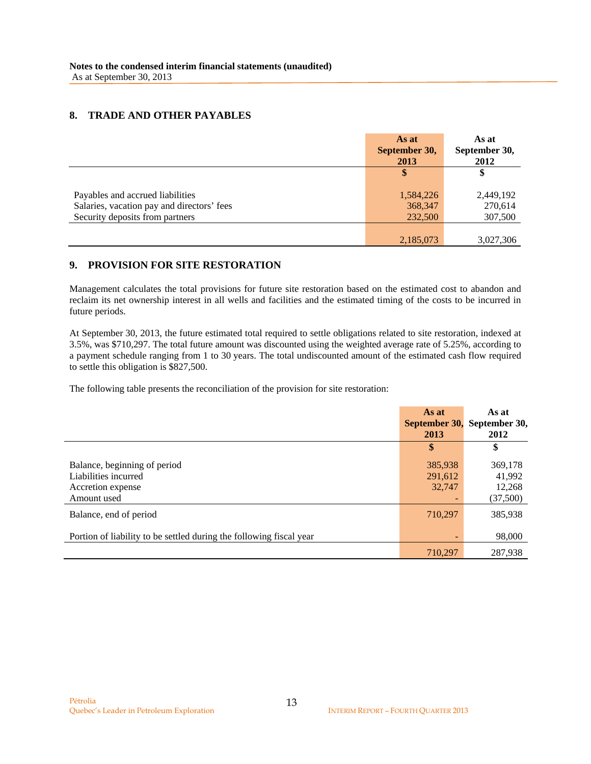**Notes to the condensed interim financial statements (unaudited)**
As at September 30, 2013

## 8. TRADE AND OTHER PAYABLES

| | As at September 30, 2013 | As at September 30, 2012 |
|---|---|---|
| | $ | $ |
| Payables and accrued liabilities | 1,584,226 | 2,449,192 |
| Salaries, vacation pay and directors' fees | 368,347 | 270,614 |
| Security deposits from partners | 232,500 | 307,500 |
| | 2,185,073 | 3,027,306 |

## 9. PROVISION FOR SITE RESTORATION

Management calculates the total provisions for future site restoration based on the estimated cost to abandon and reclaim its net ownership interest in all wells and facilities and the estimated timing of the costs to be incurred in future periods.

At September 30, 2013, the future estimated total required to settle obligations related to site restoration, indexed at 3.5%, was $710,297. The total future amount was discounted using the weighted average rate of 5.25%, according to a payment schedule ranging from 1 to 30 years. The total undiscounted amount of the estimated cash flow required to settle this obligation is $827,500.

The following table presents the reconciliation of the provision for site restoration:

| | As at September 30, 2013 | As at September 30, 2012 |
|---|---|---|
| | $ | $ |
| Balance, beginning of period | 385,938 | 369,178 |
| Liabilities incurred | 291,612 | 41,992 |
| Accretion expense | 32,747 | 12,268 |
| Amount used | - | (37,500) |
| Balance, end of period | 710,297 | 385,938 |
| Portion of liability to be settled during the following fiscal year | - | 98,000 |
| | 710,297 | 287,938 |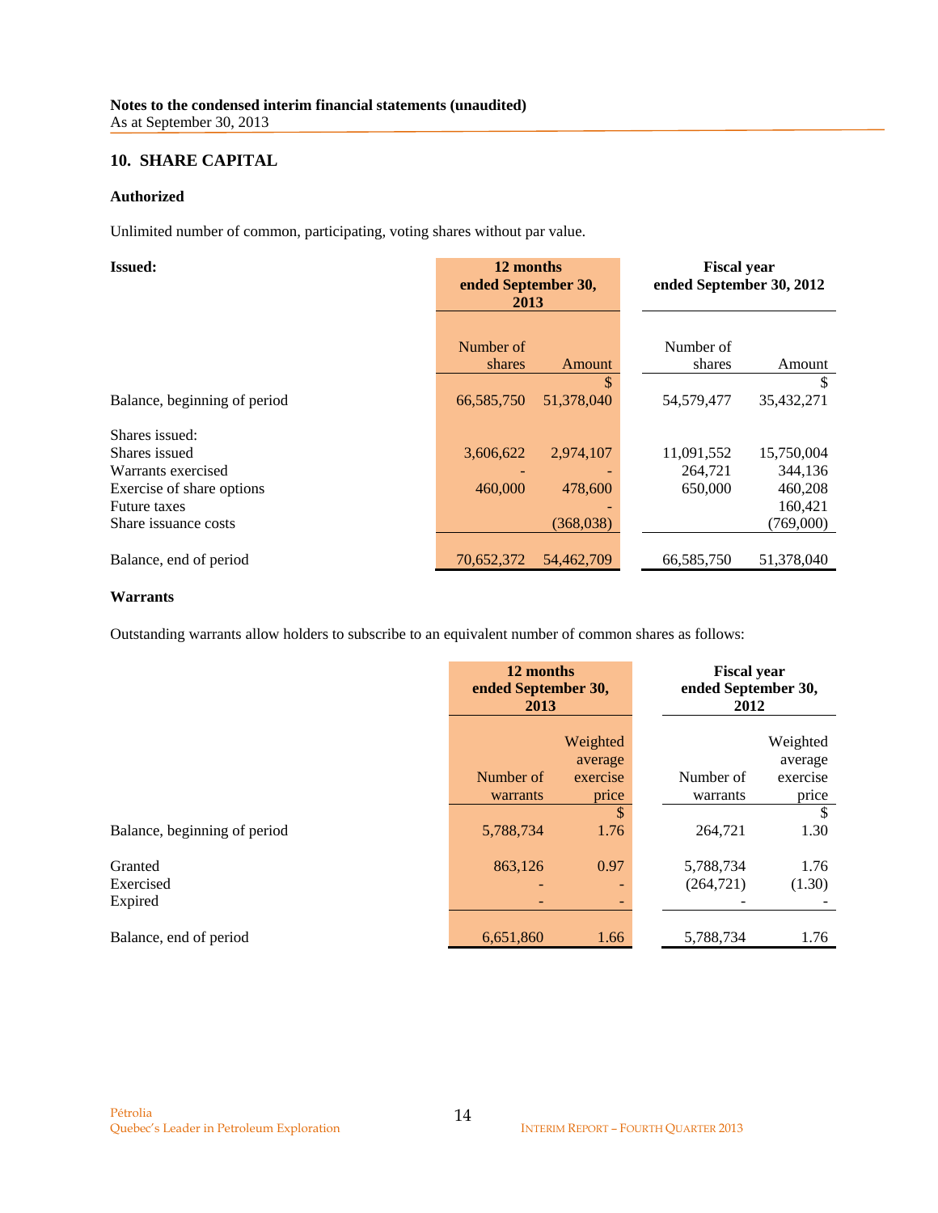**Notes to the condensed interim financial statements (unaudited)**
As at September 30, 2013

## 10. SHARE CAPITAL

### Authorized

Unlimited number of common, participating, voting shares without par value.

| **Issued:** | **12 months ended September 30, 2013** | | **Fiscal year ended September 30, 2012** | |
|---|---|---|---|---|
| | Number of shares | Amount | Number of shares | Amount |
| | | $ | | $ |
| Balance, beginning of period | 66,585,750 | 51,378,040 | 54,579,477 | 35,432,271 |
| Shares issued: | | | | |
| Shares issued | 3,606,622 | 2,974,107 | 11,091,552 | 15,750,004 |
| Warrants exercised | - | - | 264,721 | 344,136 |
| Exercise of share options | 460,000 | 478,600 | 650,000 | 460,208 |
| Future taxes | | - | | 160,421 |
| Share issuance costs | | (368,038) | | (769,000) |
| Balance, end of period | 70,652,372 | 54,462,709 | 66,585,750 | 51,378,040 |

### Warrants

Outstanding warrants allow holders to subscribe to an equivalent number of common shares as follows:

| | **12 months ended September 30, 2013** | | **Fiscal year ended September 30, 2012** | |
|---|---|---|---|---|
| | Number of warrants | Weighted average exercise price | Number of warrants | Weighted average exercise price |
| | | $ | | $ |
| Balance, beginning of period | 5,788,734 | 1.76 | 264,721 | 1.30 |
| Granted | 863,126 | 0.97 | 5,788,734 | 1.76 |
| Exercised | - | - | (264,721) | (1.30) |
| Expired | - | - | - | - |
| Balance, end of period | 6,651,860 | 1.66 | 5,788,734 | 1.76 |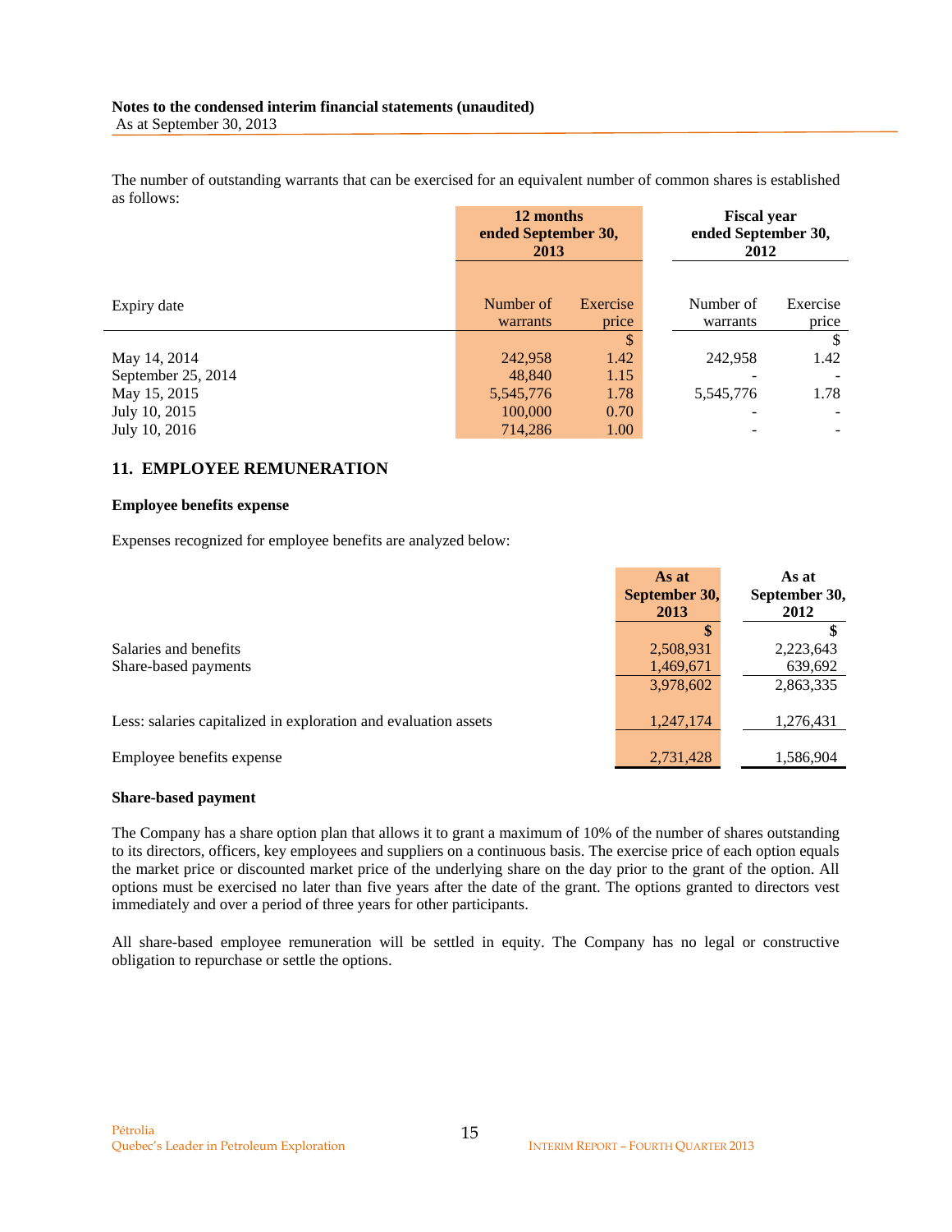The number of outstanding warrants that can be exercised for an equivalent number of common shares is established as follows:

| | 12 months ended September 30, 2013 | | Fiscal year ended September 30, 2012 | |
|---|---|---|---|---|
| Expiry date | Number of warrants | Exercise price | Number of warrants | Exercise price |
| | | $ | | $ |
| May 14, 2014 | 242,958 | 1.42 | 242,958 | 1.42 |
| September 25, 2014 | 48,840 | 1.15 | - | - |
| May 15, 2015 | 5,545,776 | 1.78 | 5,545,776 | 1.78 |
| July 10, 2015 | 100,000 | 0.70 | - | - |
| July 10, 2016 | 714,286 | 1.00 | - | - |

## 11. EMPLOYEE REMUNERATION

### Employee benefits expense

Expenses recognized for employee benefits are analyzed below:

| | As at September 30, 2013 | As at September 30, 2012 |
|---|---|---|
| | $ | $ |
| Salaries and benefits | 2,508,931 | 2,223,643 |
| Share-based payments | 1,469,671 | 639,692 |
| | 3,978,602 | 2,863,335 |
| Less: salaries capitalized in exploration and evaluation assets | 1,247,174 | 1,276,431 |
| Employee benefits expense | 2,731,428 | 1,586,904 |

### Share-based payment

The Company has a share option plan that allows it to grant a maximum of 10% of the number of shares outstanding to its directors, officers, key employees and suppliers on a continuous basis. The exercise price of each option equals the market price or discounted market price of the underlying share on the day prior to the grant of the option. All options must be exercised no later than five years after the date of the grant. The options granted to directors vest immediately and over a period of three years for other participants.

All share-based employee remuneration will be settled in equity. The Company has no legal or constructive obligation to repurchase or settle the options.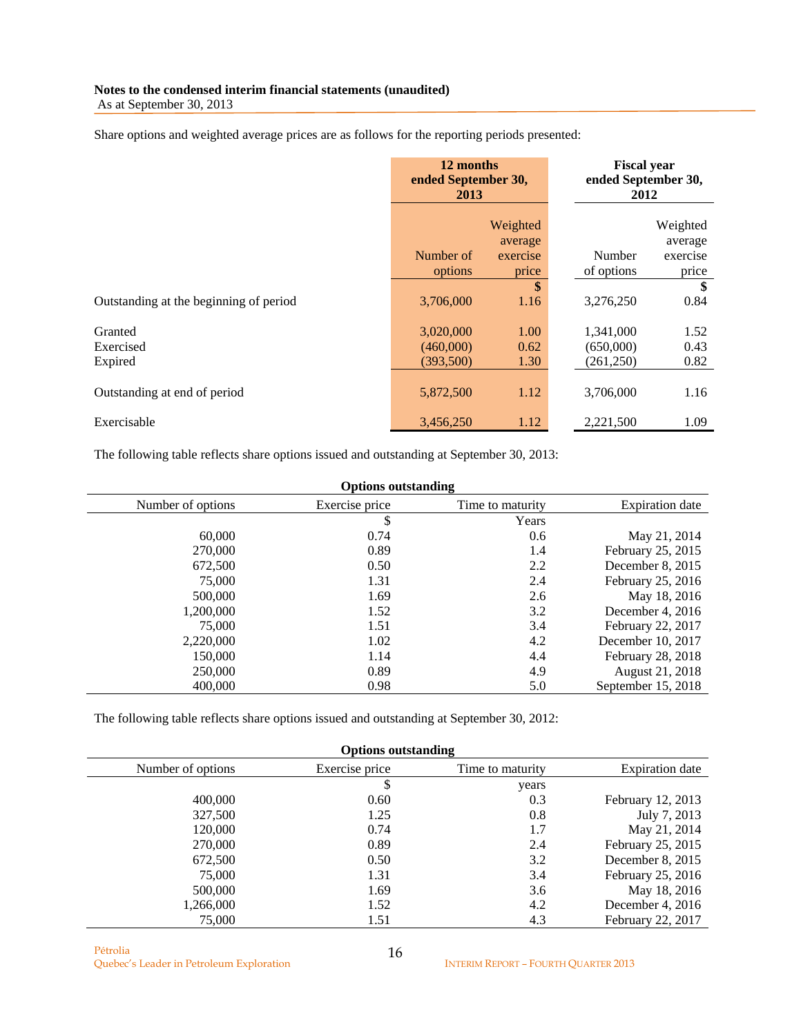**Notes to the condensed interim financial statements (unaudited)**
As at September 30, 2013

Share options and weighted average prices are as follows for the reporting periods presented:

| | 12 months ended September 30, 2013 | | Fiscal year ended September 30, 2012 | |
|---|---|---|---|---|
| | Number of options | Weighted average exercise price | Number of options | Weighted average exercise price |
| | | $ | | $ |
| Outstanding at the beginning of period | 3,706,000 | 1.16 | 3,276,250 | 0.84 |
| Granted | 3,020,000 | 1.00 | 1,341,000 | 1.52 |
| Exercised | (460,000) | 0.62 | (650,000) | 0.43 |
| Expired | (393,500) | 1.30 | (261,250) | 0.82 |
| Outstanding at end of period | 5,872,500 | 1.12 | 3,706,000 | 1.16 |
| Exercisable | 3,456,250 | 1.12 | 2,221,500 | 1.09 |

The following table reflects share options issued and outstanding at September 30, 2013:

**Options outstanding**

| Number of options | Exercise price | Time to maturity | Expiration date |
|---|---|---|---|
| | $ | Years | |
| 60,000 | 0.74 | 0.6 | May 21, 2014 |
| 270,000 | 0.89 | 1.4 | February 25, 2015 |
| 672,500 | 0.50 | 2.2 | December 8, 2015 |
| 75,000 | 1.31 | 2.4 | February 25, 2016 |
| 500,000 | 1.69 | 2.6 | May 18, 2016 |
| 1,200,000 | 1.52 | 3.2 | December 4, 2016 |
| 75,000 | 1.51 | 3.4 | February 22, 2017 |
| 2,220,000 | 1.02 | 4.2 | December 10, 2017 |
| 150,000 | 1.14 | 4.4 | February 28, 2018 |
| 250,000 | 0.89 | 4.9 | August 21, 2018 |
| 400,000 | 0.98 | 5.0 | September 15, 2018 |

The following table reflects share options issued and outstanding at September 30, 2012:

**Options outstanding**

| Number of options | Exercise price | Time to maturity | Expiration date |
|---|---|---|---|
| | $ | years | |
| 400,000 | 0.60 | 0.3 | February 12, 2013 |
| 327,500 | 1.25 | 0.8 | July 7, 2013 |
| 120,000 | 0.74 | 1.7 | May 21, 2014 |
| 270,000 | 0.89 | 2.4 | February 25, 2015 |
| 672,500 | 0.50 | 3.2 | December 8, 2015 |
| 75,000 | 1.31 | 3.4 | February 25, 2016 |
| 500,000 | 1.69 | 3.6 | May 18, 2016 |
| 1,266,000 | 1.52 | 4.2 | December 4, 2016 |
| 75,000 | 1.51 | 4.3 | February 22, 2017 |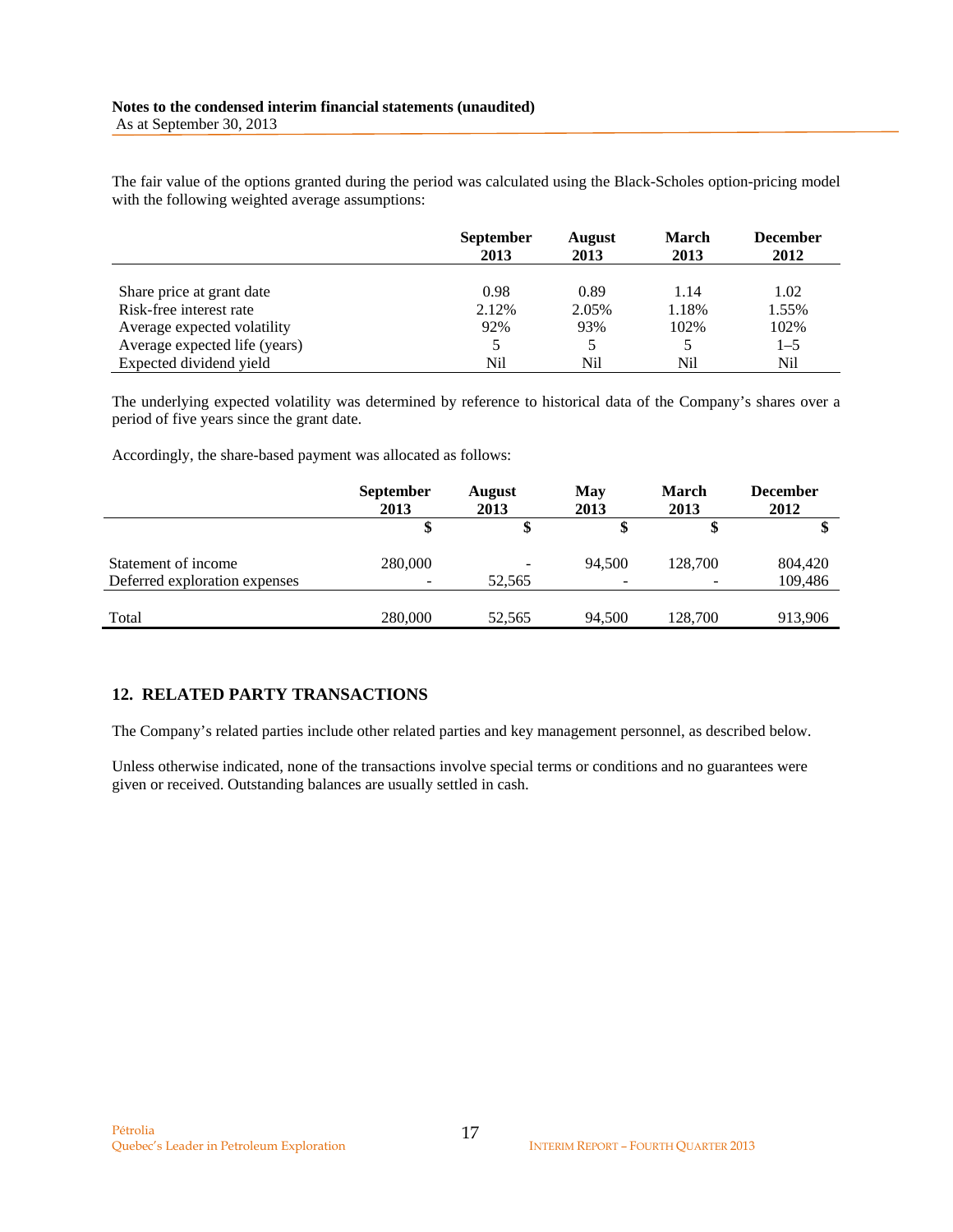The fair value of the options granted during the period was calculated using the Black-Scholes option-pricing model with the following weighted average assumptions:

| | September 2013 | August 2013 | March 2013 | December 2012 |
|---|---|---|---|---|
| Share price at grant date | 0.98 | 0.89 | 1.14 | 1.02 |
| Risk-free interest rate | 2.12% | 2.05% | 1.18% | 1.55% |
| Average expected volatility | 92% | 93% | 102% | 102% |
| Average expected life (years) | 5 | 5 | 5 | 1–5 |
| Expected dividend yield | Nil | Nil | Nil | Nil |

The underlying expected volatility was determined by reference to historical data of the Company's shares over a period of five years since the grant date.

Accordingly, the share-based payment was allocated as follows:

| | September 2013 | August 2013 | May 2013 | March 2013 | December 2012 |
|---|---|---|---|---|---|
| | $ | $ | $ | $ | $ |
| Statement of income | 280,000 | - | 94,500 | 128,700 | 804,420 |
| Deferred exploration expenses | - | 52,565 | - | - | 109,486 |
| Total | 280,000 | 52,565 | 94,500 | 128,700 | 913,906 |

## 12. RELATED PARTY TRANSACTIONS

The Company's related parties include other related parties and key management personnel, as described below.

Unless otherwise indicated, none of the transactions involve special terms or conditions and no guarantees were given or received. Outstanding balances are usually settled in cash.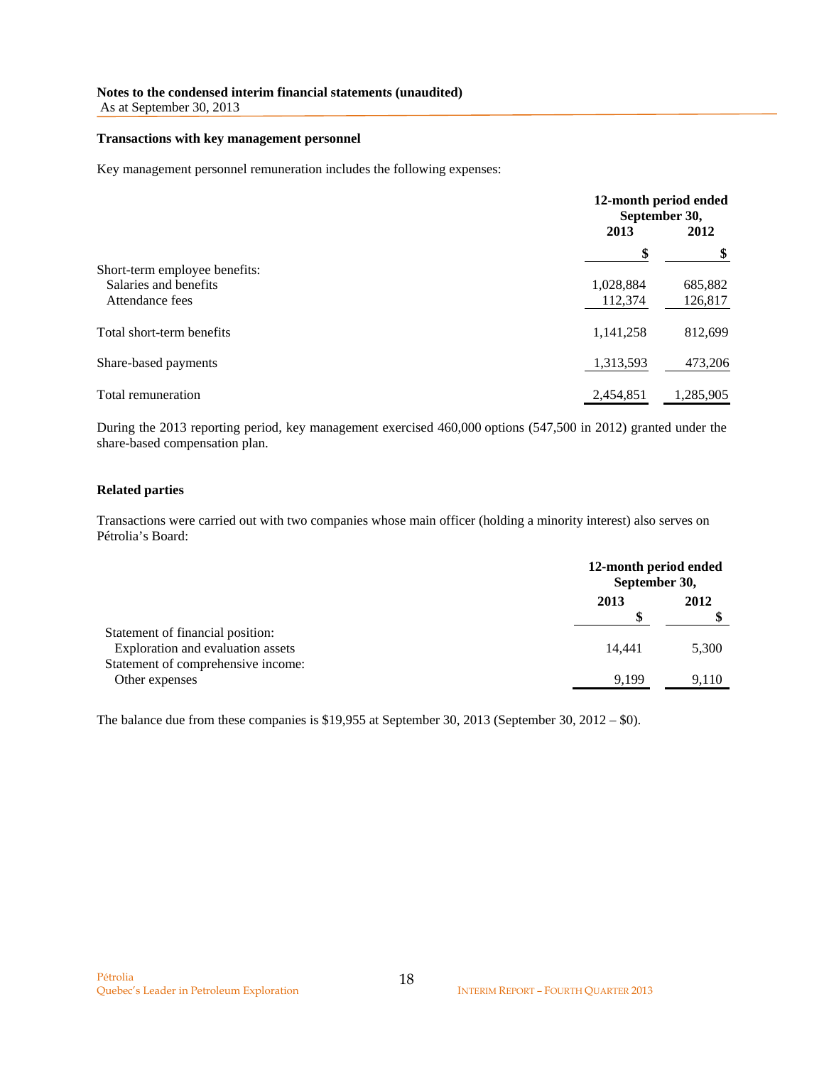**Notes to the condensed interim financial statements (unaudited)**
As at September 30, 2013

**Transactions with key management personnel**

Key management personnel remuneration includes the following expenses:

| | 12-month period ended September 30, | |
|---|---|---|
| | 2013 | 2012 |
| | $ | $ |
| Short-term employee benefits: | | |
| Salaries and benefits | 1,028,884 | 685,882 |
| Attendance fees | 112,374 | 126,817 |
| Total short-term benefits | 1,141,258 | 812,699 |
| Share-based payments | 1,313,593 | 473,206 |
| Total remuneration | 2,454,851 | 1,285,905 |

During the 2013 reporting period, key management exercised 460,000 options (547,500 in 2012) granted under the share-based compensation plan.

**Related parties**

Transactions were carried out with two companies whose main officer (holding a minority interest) also serves on Pétrolia's Board:

| | 12-month period ended September 30, | |
|---|---|---|
| | 2013 | 2012 |
| | $ | $ |
| Statement of financial position: | | |
| Exploration and evaluation assets | 14,441 | 5,300 |
| Statement of comprehensive income: | | |
| Other expenses | 9,199 | 9,110 |

The balance due from these companies is $19,955 at September 30, 2013 (September 30, 2012 – $0).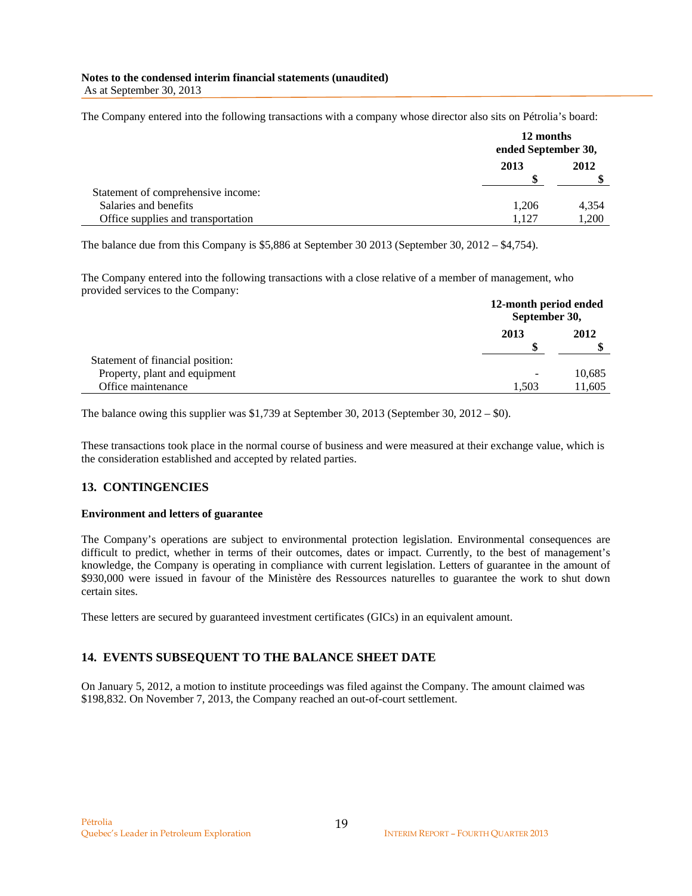The Company entered into the following transactions with a company whose director also sits on Pétrolia's board:

| | 12 months ended September 30, | |
|---|---|---|
| | 2013 | 2012 |
| | $ | $ |
| Statement of comprehensive income: | | |
| Salaries and benefits | 1,206 | 4,354 |
| Office supplies and transportation | 1,127 | 1,200 |

The balance due from this Company is $5,886 at September 30 2013 (September 30, 2012 – $4,754).

The Company entered into the following transactions with a close relative of a member of management, who provided services to the Company:

| | 12-month period ended September 30, | |
|---|---|---|
| | 2013 | 2012 |
| | $ | $ |
| Statement of financial position: | | |
| Property, plant and equipment | - | 10,685 |
| Office maintenance | 1,503 | 11,605 |

The balance owing this supplier was $1,739 at September 30, 2013 (September 30, 2012 – $0).

These transactions took place in the normal course of business and were measured at their exchange value, which is the consideration established and accepted by related parties.

## 13. CONTINGENCIES

**Environment and letters of guarantee**

The Company's operations are subject to environmental protection legislation. Environmental consequences are difficult to predict, whether in terms of their outcomes, dates or impact. Currently, to the best of management's knowledge, the Company is operating in compliance with current legislation. Letters of guarantee in the amount of $930,000 were issued in favour of the Ministère des Ressources naturelles to guarantee the work to shut down certain sites.

These letters are secured by guaranteed investment certificates (GICs) in an equivalent amount.

## 14. EVENTS SUBSEQUENT TO THE BALANCE SHEET DATE

On January 5, 2012, a motion to institute proceedings was filed against the Company. The amount claimed was $198,832. On November 7, 2013, the Company reached an out-of-court settlement.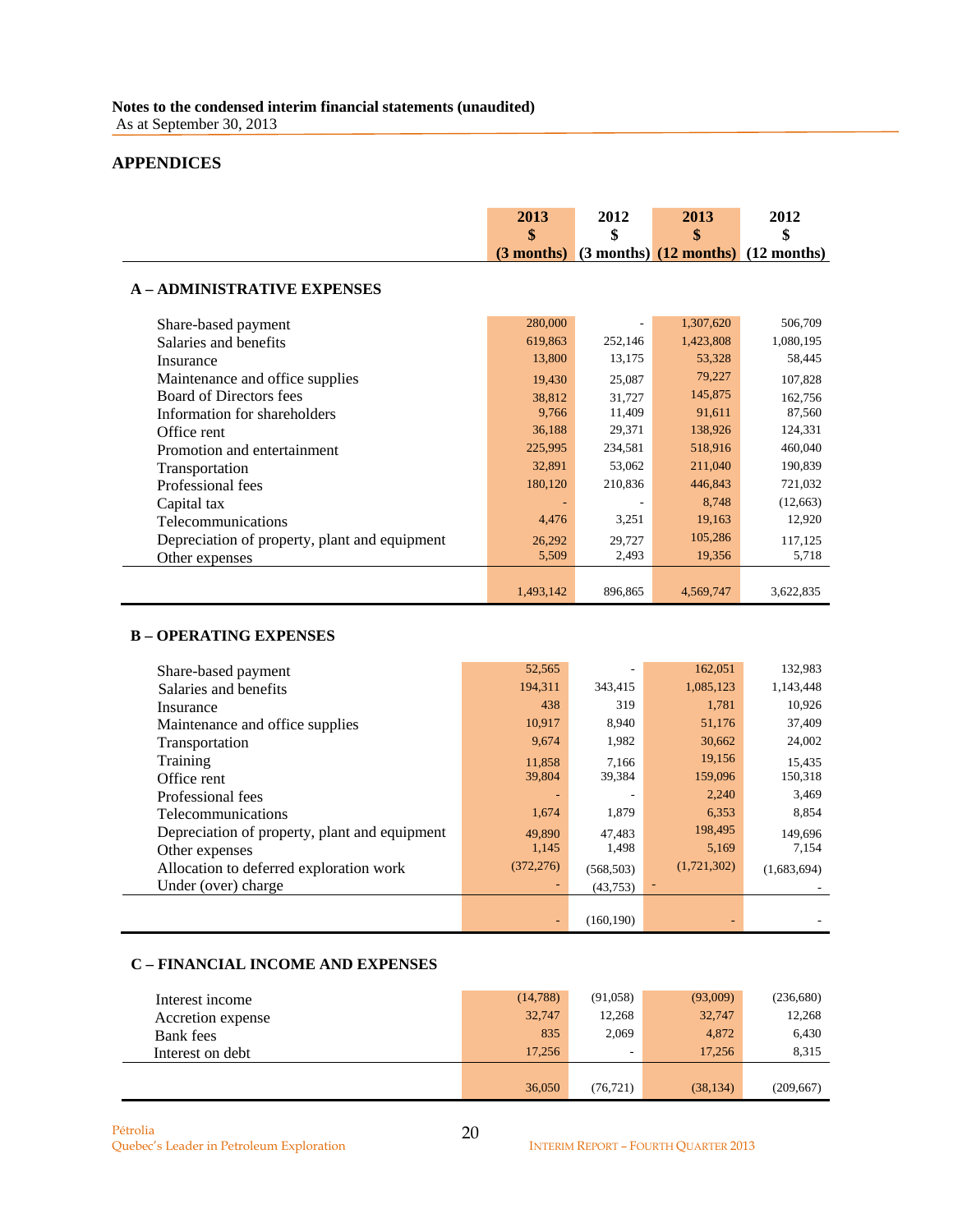**Notes to the condensed interim financial statements (unaudited)**
As at September 30, 2013

## APPENDICES

| | 2013<br>$<br>(3 months) | 2012<br>$<br>(3 months) | 2013<br>$<br>(12 months) | 2012<br>$<br>(12 months) |
|---|---|---|---|---|
| **A – ADMINISTRATIVE EXPENSES** | | | | |
| Share-based payment | 280,000 | - | 1,307,620 | 506,709 |
| Salaries and benefits | 619,863 | 252,146 | 1,423,808 | 1,080,195 |
| Insurance | 13,800 | 13,175 | 53,328 | 58,445 |
| Maintenance and office supplies | 19,430 | 25,087 | 79,227 | 107,828 |
| Board of Directors fees | 38,812 | 31,727 | 145,875 | 162,756 |
| Information for shareholders | 9,766 | 11,409 | 91,611 | 87,560 |
| Office rent | 36,188 | 29,371 | 138,926 | 124,331 |
| Promotion and entertainment | 225,995 | 234,581 | 518,916 | 460,040 |
| Transportation | 32,891 | 53,062 | 211,040 | 190,839 |
| Professional fees | 180,120 | 210,836 | 446,843 | 721,032 |
| Capital tax | - | - | 8,748 | (12,663) |
| Telecommunications | 4,476 | 3,251 | 19,163 | 12,920 |
| Depreciation of property, plant and equipment | 26,292 | 29,727 | 105,286 | 117,125 |
| Other expenses | 5,509 | 2,493 | 19,356 | 5,718 |
| | 1,493,142 | 896,865 | 4,569,747 | 3,622,835 |
| **B – OPERATING EXPENSES** | | | | |
| Share-based payment | 52,565 | - | 162,051 | 132,983 |
| Salaries and benefits | 194,311 | 343,415 | 1,085,123 | 1,143,448 |
| Insurance | 438 | 319 | 1,781 | 10,926 |
| Maintenance and office supplies | 10,917 | 8,940 | 51,176 | 37,409 |
| Transportation | 9,674 | 1,982 | 30,662 | 24,002 |
| Training | 11,858 | 7,166 | 19,156 | 15,435 |
| Office rent | 39,804 | 39,384 | 159,096 | 150,318 |
| Professional fees | - | - | 2,240 | 3,469 |
| Telecommunications | 1,674 | 1,879 | 6,353 | 8,854 |
| Depreciation of property, plant and equipment | 49,890 | 47,483 | 198,495 | 149,696 |
| Other expenses | 1,145 | 1,498 | 5,169 | 7,154 |
| Allocation to deferred exploration work | (372,276) | (568,503) | (1,721,302) | (1,683,694) |
| Under (over) charge | - | (43,753) | - | - |
| | - | (160,190) | - | - |
| **C – FINANCIAL INCOME AND EXPENSES** | | | | |
| Interest income | (14,788) | (91,058) | (93,009) | (236,680) |
| Accretion expense | 32,747 | 12,268 | 32,747 | 12,268 |
| Bank fees | 835 | 2,069 | 4,872 | 6,430 |
| Interest on debt | 17,256 | - | 17,256 | 8,315 |
| | 36,050 | (76,721) | (38,134) | (209,667) |